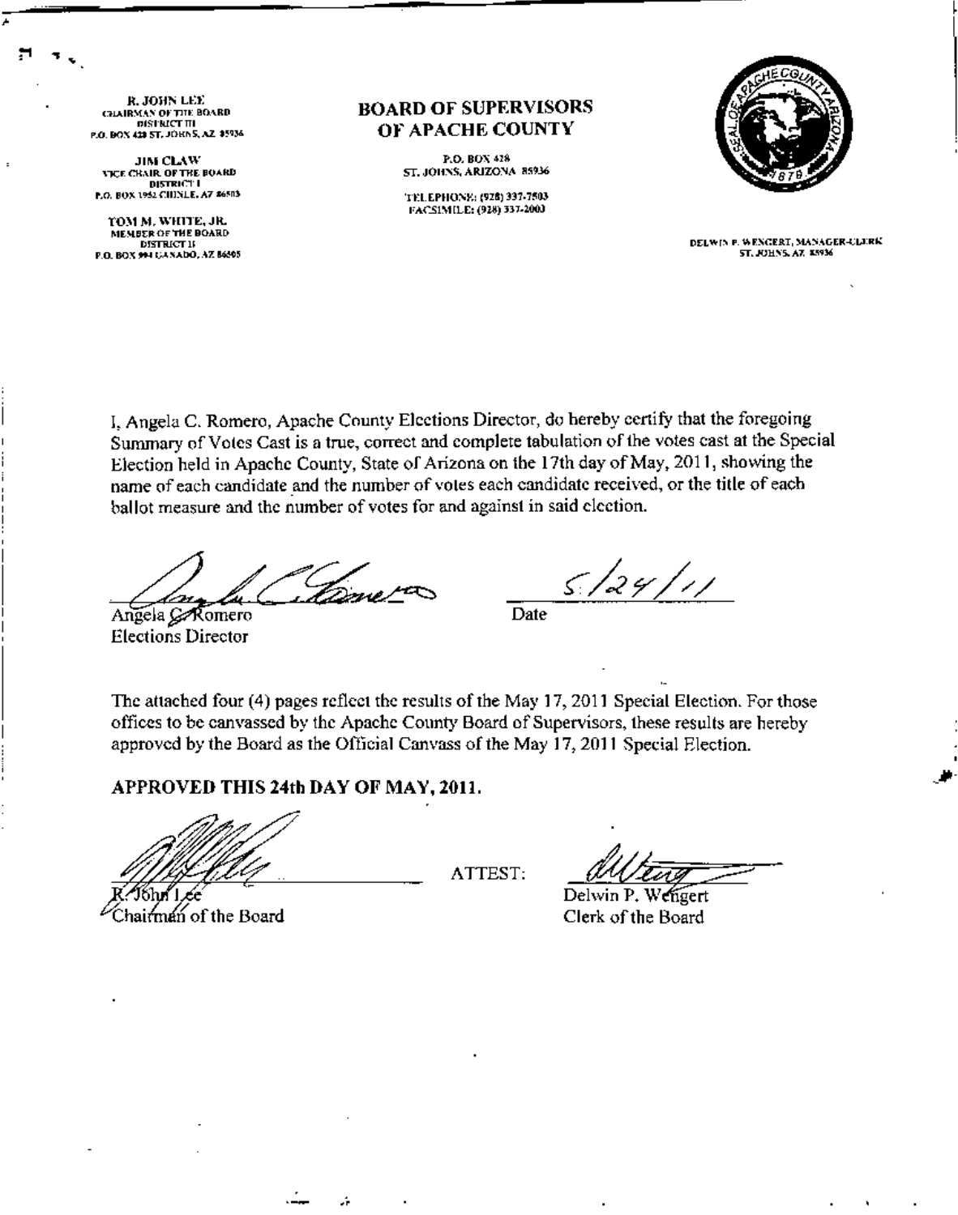**R. JOHN LEE**
CHAIRMAN OF THE BOARD
DISTRICT III
P.O. BOX 428 ST. JOHNS, AZ 85936

**JIM CLAW**
VICE CHAIR OF THE BOARD
DISTRICT I
P.O. BOX 1952 CHINLE, AZ 86503

**TOM M. WHITE, JR.**
MEMBER OF THE BOARD
DISTRICT II
P.O. BOX 994 GANADO, AZ 86505

# BOARD OF SUPERVISORS OF APACHE COUNTY

P.O. BOX 428
ST. JOHNS, ARIZONA 85936

TELEPHONE: (928) 337-7503
FACSIMILE: (928) 337-2003

DELWIN P. WENGERT, MANAGER-CLERK
ST. JOHNS, AZ 85936

I, Angela C. Romero, Apache County Elections Director, do hereby certify that the foregoing Summary of Votes Cast is a true, correct and complete tabulation of the votes cast at the Special Election held in Apache County, State of Arizona on the 17th day of May, 2011, showing the name of each candidate and the number of votes each candidate received, or the title of each ballot measure and the number of votes for and against in said election.

Angela C. Romero
Elections Director

5/24/11
Date

The attached four (4) pages reflect the results of the May 17, 2011 Special Election. For those offices to be canvassed by the Apache County Board of Supervisors, these results are hereby approved by the Board as the Official Canvass of the May 17, 2011 Special Election.

**APPROVED THIS 24th DAY OF MAY, 2011.**

R. John Lee
Chairman of the Board

ATTEST:

Delwin P. Wengert
Clerk of the Board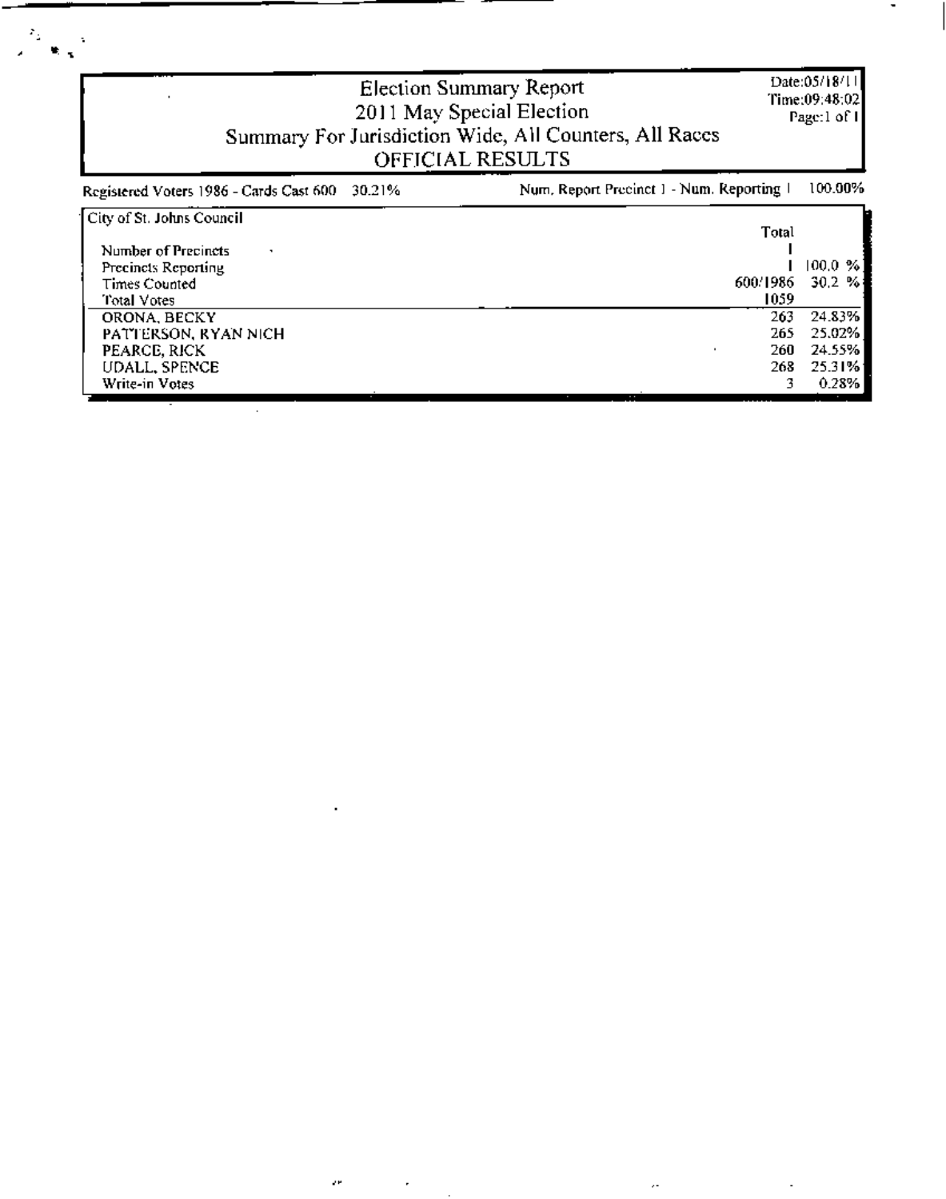# Election Summary Report
## 2011 May Special Election
## Summary For Jurisdiction Wide, All Counters, All Races
## OFFICIAL RESULTS

Date:05/18/11
Time:09:48:02
Page:1 of 1

Registered Voters 1986 - Cards Cast 600 30.21%

Num. Report Precinct 1 - Num. Reporting 1 100.00%

| City of St. Johns Council | Total | |
|---|---|---|
| Number of Precincts | 1 | |
| Precincts Reporting | 1 | 100.0 % |
| Times Counted | 600/1986 | 30.2 % |
| Total Votes | 1059 | |
| ORONA, BECKY | 263 | 24.83% |
| PATTERSON, RYAN NICH | 265 | 25.02% |
| PEARCE, RICK | 260 | 24.55% |
| UDALL, SPENCE | 268 | 25.31% |
| Write-in Votes | 3 | 0.28% |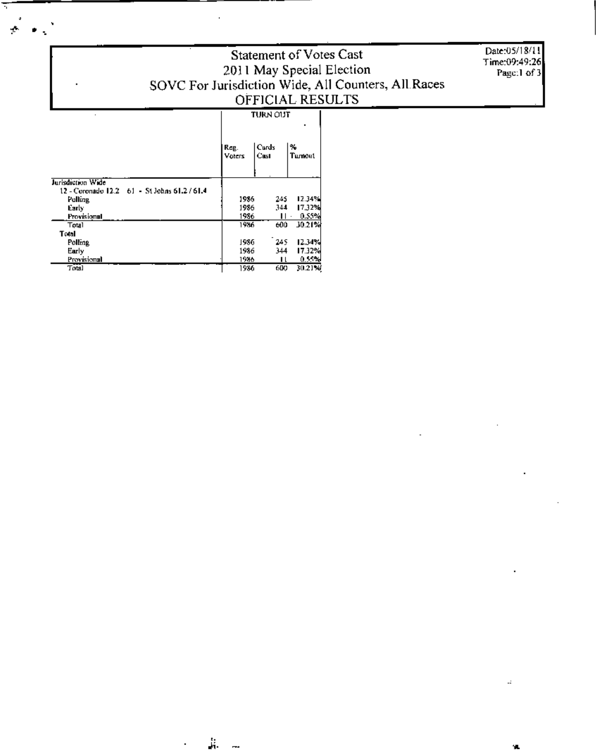# Statement of Votes Cast

## 2011 May Special Election

## SOVC For Jurisdiction Wide, All Counters, All Races

## OFFICIAL RESULTS

Date:05/18/11
Time:09:49:26

| | TURN OUT | | |
|---|---|---|---|
| | Reg. Voters | Cards Cast | % Turnout |
| **Jurisdiction Wide** | | | |
| 12 - Coronado 12.2 61 - St Johns 61.2 / 61.4 | | | |
| Polling | 1986 | 245 | 12.34% |
| Early | 1986 | 344 | 17.32% |
| Provisional | 1986 | 11 | 0.55% |
| Total | 1986 | 600 | 30.21% |
| **Total** | | | |
| Polling | 1986 | 245 | 12.34% |
| Early | 1986 | 344 | 17.32% |
| Provisional | 1986 | 11 | 0.55% |
| Total | 1986 | 600 | 30.21% |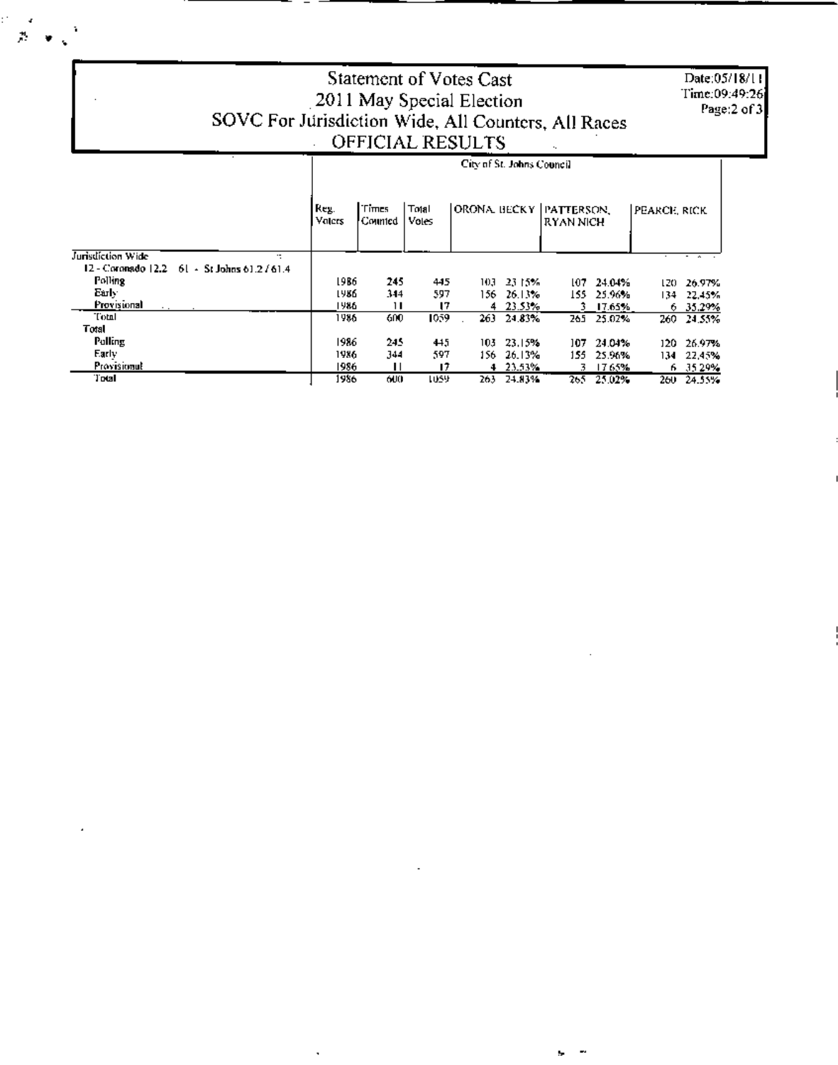# Statement of Votes Cast
## 2011 May Special Election
## SOVC For Jurisdiction Wide, All Counters, All Races
## OFFICIAL RESULTS

Date:05/18/11
Time:09:49:26

| | City of St. Johns Council | | | | | | | | |
|---|---|---|---|---|---|---|---|---|---|
| | Reg. Voters | Times Counted | Total Votes | ORONA, BECKY | | PATTERSON, RYAN NICH | | PEARCE, RICK | |
| **Jurisdiction Wide** | | | | | | | | | |
| 12 - Coronado 12.2 61 - St Johns 61.2 / 61.4 | | | | | | | | | |
| Polling | 1986 | 245 | 445 | 103 | 23.15% | 107 | 24.04% | 120 | 26.97% |
| Early | 1986 | 344 | 597 | 156 | 26.13% | 155 | 25.96% | 134 | 22.45% |
| Provisional | 1986 | 11 | 17 | 4 | 23.53% | 3 | 17.65% | 6 | 35.29% |
| Total | 1986 | 600 | 1059 | 263 | 24.83% | 265 | 25.02% | 260 | 24.55% |
| **Total** | | | | | | | | | |
| Polling | 1986 | 245 | 445 | 103 | 23.15% | 107 | 24.04% | 120 | 26.97% |
| Early | 1986 | 344 | 597 | 156 | 26.13% | 155 | 25.96% | 134 | 22.45% |
| Provisional | 1986 | 11 | 17 | 4 | 23.53% | 3 | 17.65% | 6 | 35.29% |
| Total | 1986 | 600 | 1059 | 263 | 24.83% | 265 | 25.02% | 260 | 24.55% |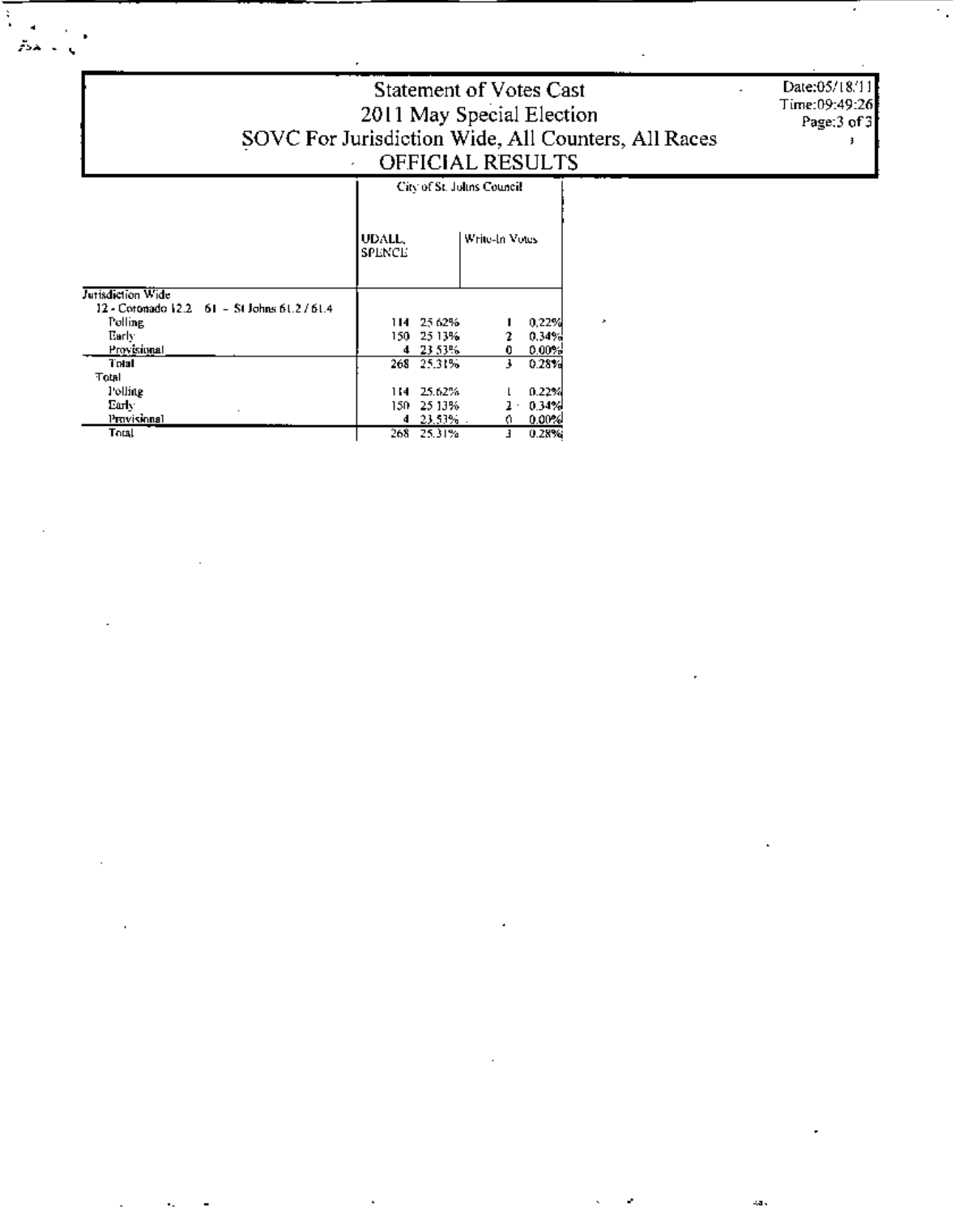# Statement of Votes Cast
## 2011 May Special Election
## SOVC For Jurisdiction Wide, All Counters, All Races
## OFFICIAL RESULTS

Date:05/18/11
Time:09:49:26

| | City of St. Johns Council | | | |
|---|---|---|---|---|
| | UDALL, SPENCE | | Write-In Votes | |
| **Jurisdiction Wide** | | | | |
| 12 - Coronado 12.2 61 - St Johns 61.2 / 61.4 | | | | |
| Polling | 114 | 25.62% | 1 | 0.22% |
| Early | 150 | 25.13% | 2 | 0.34% |
| Provisional | 4 | 23.53% | 0 | 0.00% |
| Total | 268 | 25.31% | 3 | 0.28% |
| **Total** | | | | |
| Polling | 114 | 25.62% | 1 | 0.22% |
| Early | 150 | 25.13% | 2 | 0.34% |
| Provisional | 4 | 23.53% | 0 | 0.00% |
| Total | 268 | 25.31% | 3 | 0.28% |